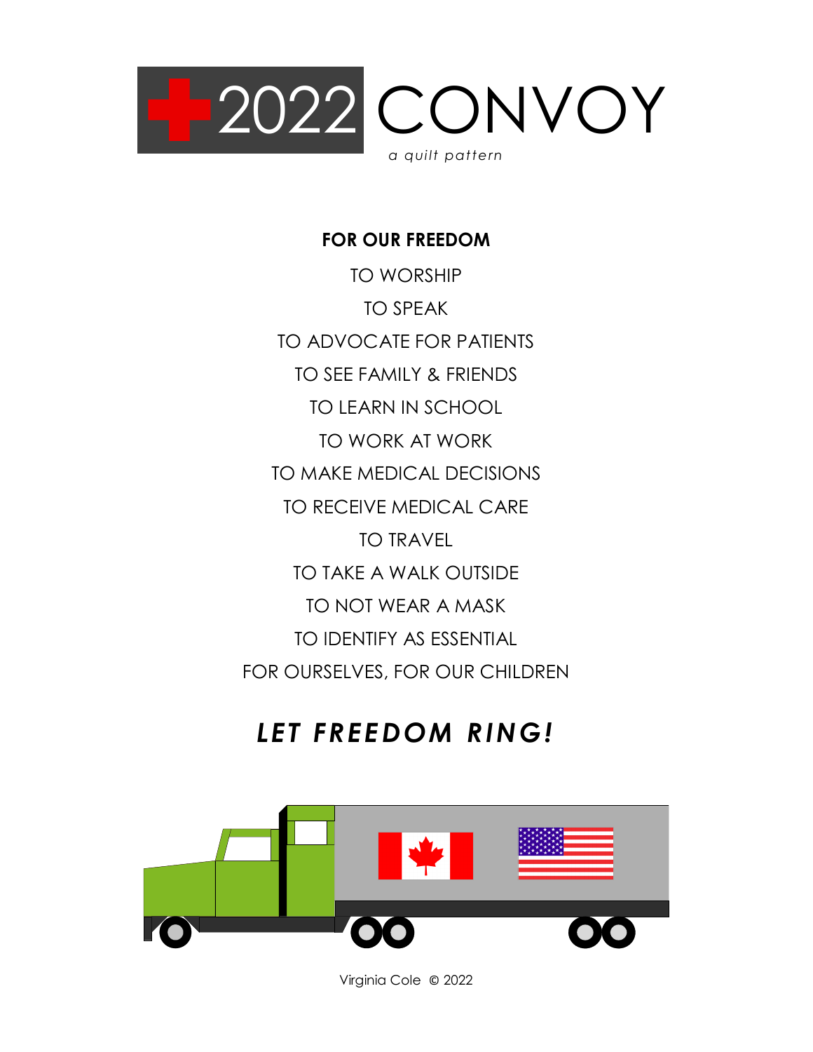# 2022 CONVOY

*a quilt pattern*

**FOR OUR FREEDOM**

TO WORSHIP

TO SPEAK

TO ADVOCATE FOR PATIENTS

TO SEE FAMILY & FRIENDS

TO LEARN IN SCHOOL

TO WORK AT WORK

TO MAKE MEDICAL DECISIONS

TO RECEIVE MEDICAL CARE

TO TRAVEL

TO TAKE A WALK OUTSIDE

TO NOT WEAR A MASK

TO IDENTIFY AS ESSENTIAL

FOR OURSELVES, FOR OUR CHILDREN

## ***LET FREEDOM RING!***

Virginia Cole © 2022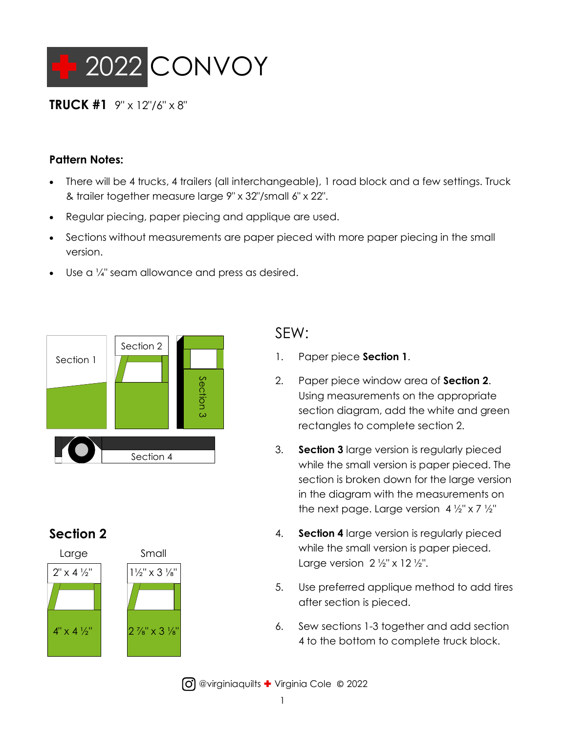# 2022 CONVOY

**TRUCK #1** 9" x 12"/6" x 8"

**Pattern Notes:**

- There will be 4 trucks, 4 trailers (all interchangeable), 1 road block and a few settings. Truck & trailer together measure large 9" x 32"/small 6" x 22".
- Regular piecing, paper piecing and applique are used.
- Sections without measurements are paper pieced with more paper piecing in the small version.
- Use a ¼" seam allowance and press as desired.

Section 1 | Section 2 | Section 3 | Section 4

## Section 2

| Large | Small |
| --- | --- |
| 2" x 4 ½" | 1½" x 3 ⅛" |
| 4" x 4 ½" | 2 ⅞" x 3 ⅛" |

## SEW:

1. Paper piece **Section 1**.
2. Paper piece window area of **Section 2**. Using measurements on the appropriate section diagram, add the white and green rectangles to complete section 2.
3. **Section 3** large version is regularly pieced while the small version is paper pieced. The section is broken down for the large version in the diagram with the measurements on the next page. Large version 4 ½" x 7 ½"
4. **Section 4** large version is regularly pieced while the small version is paper pieced. Large version 2 ½" x 12 ½".
5. Use preferred applique method to add tires after section is pieced.
6. Sew sections 1-3 together and add section 4 to the bottom to complete truck block.

@virginiaquilts Virginia Cole © 2022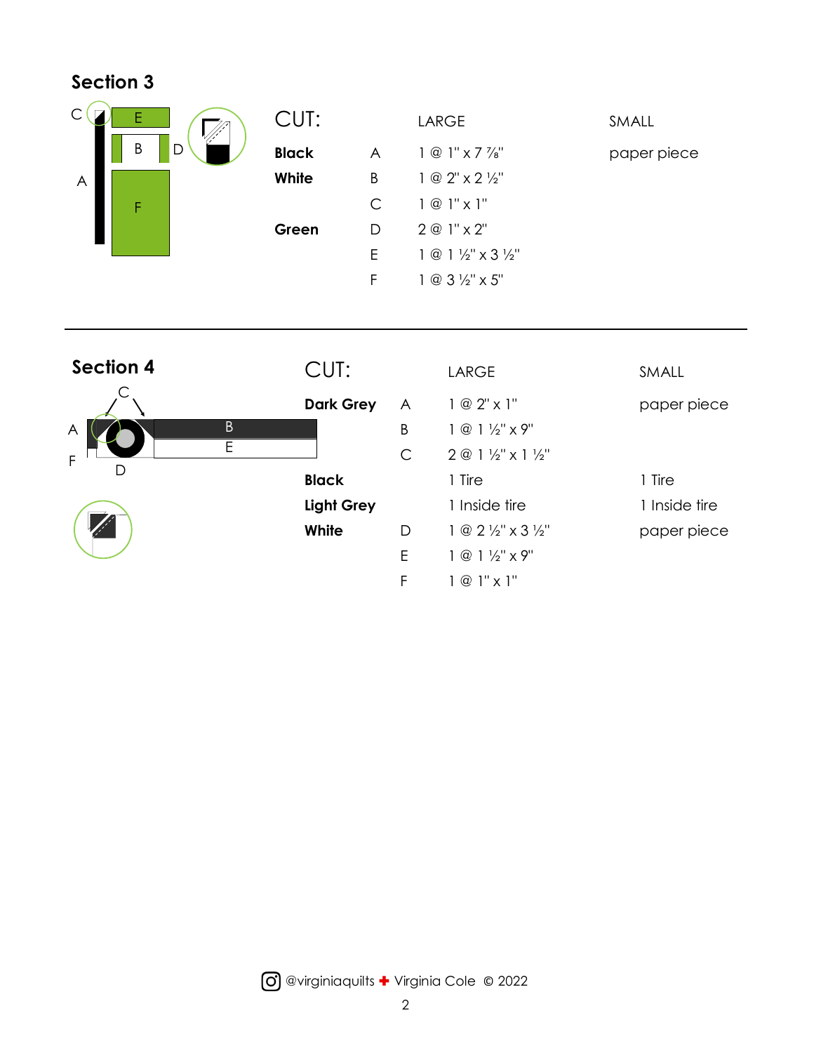## Section 3

| CUT: | | LARGE | SMALL |
|---|---|---|---|
| **Black** | A | 1 @ 1" x 7 ⅞" | paper piece |
| **White** | B | 1 @ 2" x 2 ½" | |
| | C | 1 @ 1" x 1" | |
| **Green** | D | 2 @ 1" x 2" | |
| | E | 1 @ 1 ½" x 3 ½" | |
| | F | 1 @ 3 ½" x 5" | |

## Section 4

| CUT: | | LARGE | SMALL |
|---|---|---|---|
| **Dark Grey** | A | 1 @ 2" x 1" | paper piece |
| | B | 1 @ 1 ½" x 9" | |
| | C | 2 @ 1 ½" x 1 ½" | |
| **Black** | | 1 Tire | 1 Tire |
| **Light Grey** | | 1 Inside tire | 1 Inside tire |
| **White** | D | 1 @ 2 ½" x 3 ½" | paper piece |
| | E | 1 @ 1 ½" x 9" | |
| | F | 1 @ 1" x 1" | |

@virginiaquilts ✚ Virginia Cole © 2022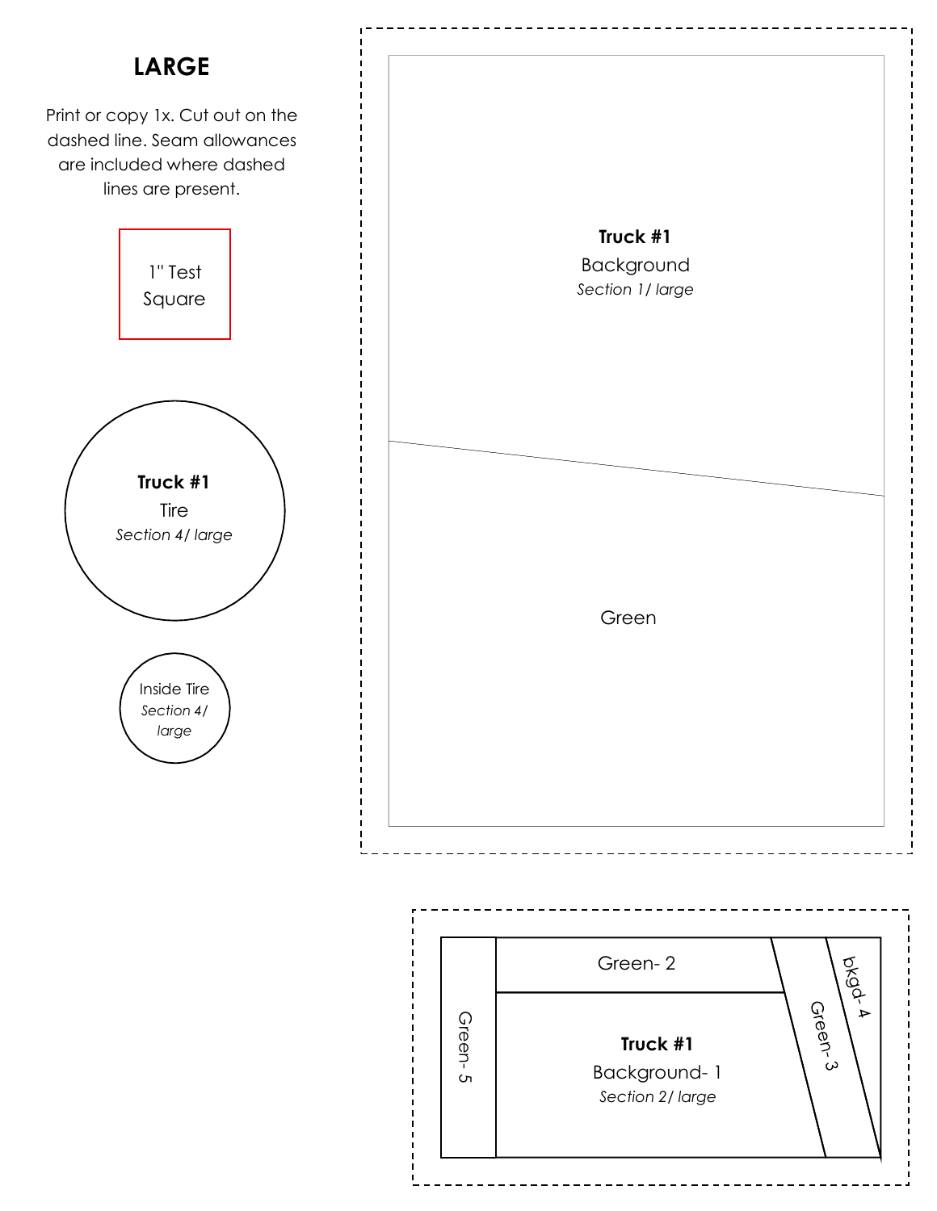# LARGE

Print or copy 1x. Cut out on the dashed line. Seam allowances are included where dashed lines are present.

1" Test Square

**Truck #1**
Tire
*Section 4/ large*

Inside Tire
*Section 4/ large*

**Truck #1**
Background
*Section 1/ large*

Green

Green- 2

Green- 5

**Truck #1**
Background- 1
*Section 2/ large*

Green- 3

bkgd- 4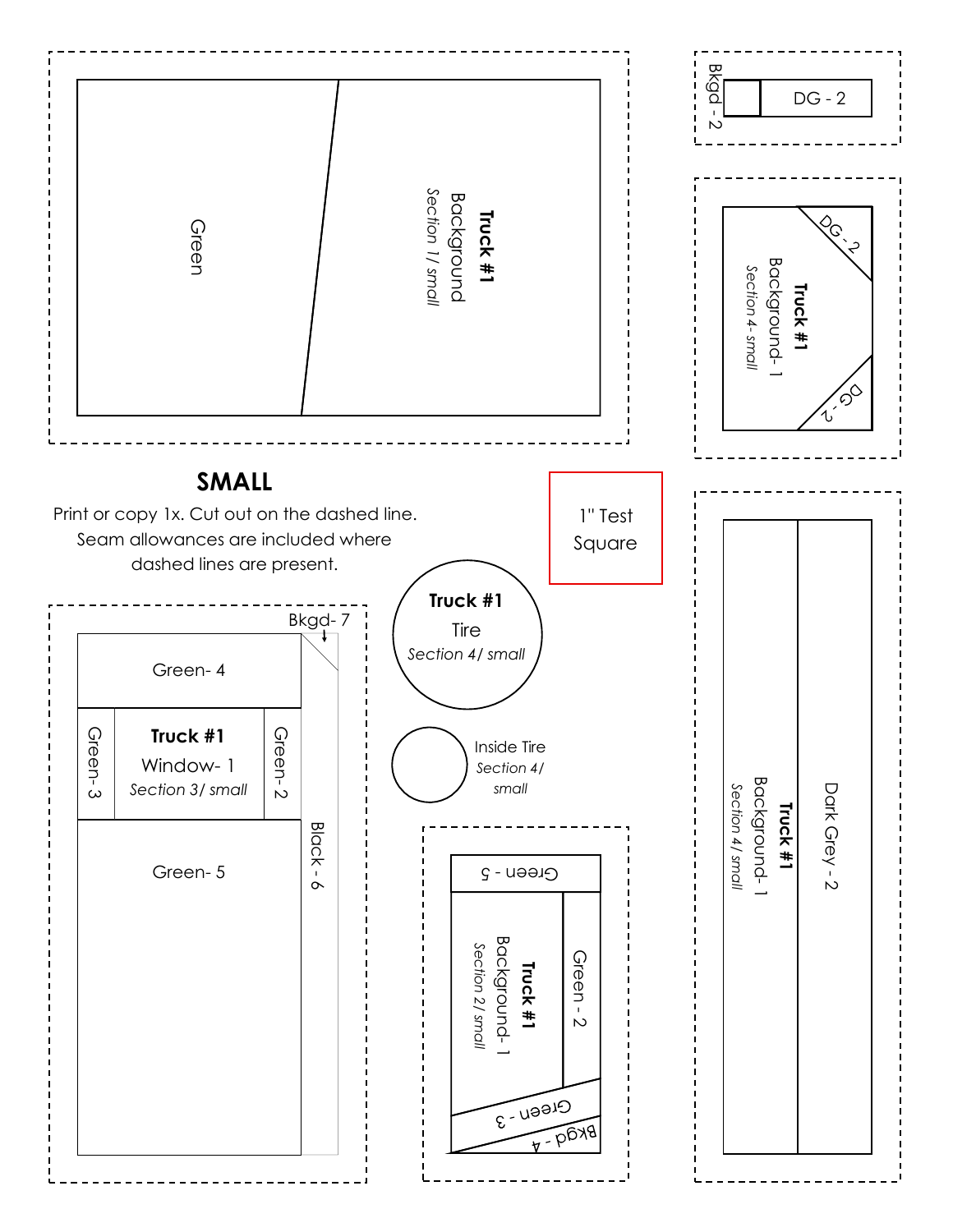## SMALL

Print or copy 1x. Cut out on the dashed line.
Seam allowances are included where
dashed lines are present.

1" Test Square

Green

**Truck #1**
Background
*Section 1/ small*

Bkgd - 2

DG - 2

DG - 2

**Truck #1**
Background- 1
*Section 4- small*

DG - 2

Bkgd- 7

Green- 4

Green- 3

**Truck #1**
Window- 1
*Section 3/ small*

Green- 2

Green- 5

Black - 6

**Truck #1**
Tire
*Section 4/ small*

Inside Tire
*Section 4/ small*

Green - 5

**Truck #1**
Background- 1
*Section 2/ small*

Green - 2

Green - 3

Bkgd - 4

**Truck #1**
Background- 1
*Section 4/ small*

Dark Grey - 2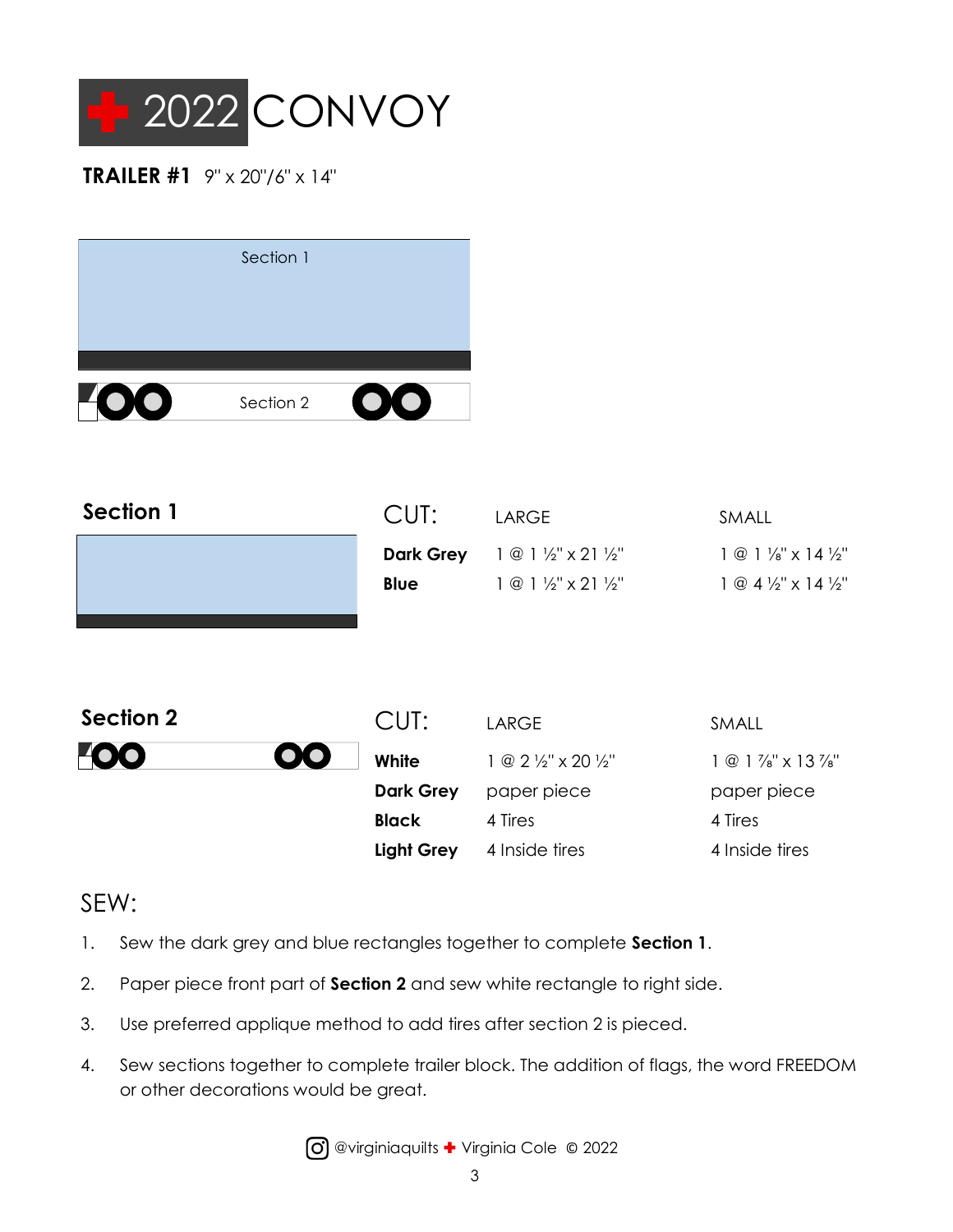# 2022 CONVOY

**TRAILER #1** 9" x 20"/6" x 14"

Section 1

Section 2

## Section 1

| CUT: | LARGE | SMALL |
|---|---|---|
| **Dark Grey** | 1 @ 1 ½" x 21 ½" | 1 @ 1 ⅛" x 14 ½" |
| **Blue** | 1 @ 1 ½" x 21 ½" | 1 @ 4 ½" x 14 ½" |

## Section 2

| CUT: | LARGE | SMALL |
|---|---|---|
| **White** | 1 @ 2 ½" x 20 ½" | 1 @ 1 ⅞" x 13 ⅞" |
| **Dark Grey** | paper piece | paper piece |
| **Black** | 4 Tires | 4 Tires |
| **Light Grey** | 4 Inside tires | 4 Inside tires |

## SEW:

1. Sew the dark grey and blue rectangles together to complete **Section 1**.
2. Paper piece front part of **Section 2** and sew white rectangle to right side.
3. Use preferred applique method to add tires after section 2 is pieced.
4. Sew sections together to complete trailer block. The addition of flags, the word FREEDOM or other decorations would be great.

@virginiaquilts ✚ Virginia Cole © 2022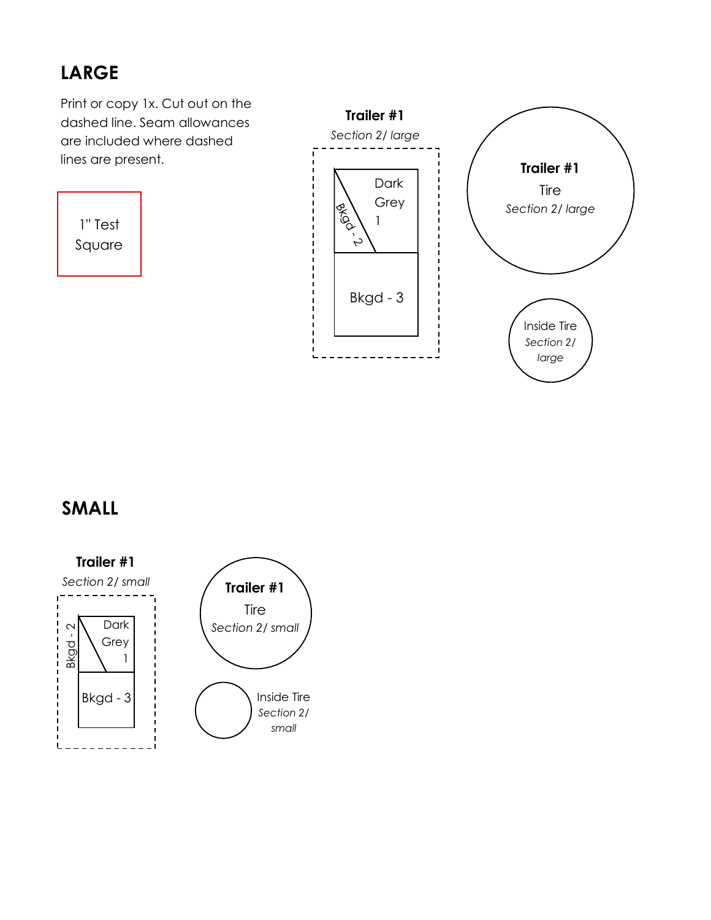## LARGE

Print or copy 1x. Cut out on the dashed line. Seam allowances are included where dashed lines are present.

1" Test Square

**Trailer #1**

*Section 2/ large*

Dark Grey 1

Bkgd - 2

Bkgd - 3

**Trailer #1**

Tire

*Section 2/ large*

Inside Tire

*Section 2/ large*

## SMALL

**Trailer #1**

*Section 2/ small*

Dark Grey 1

Bkgd - 2

Bkgd - 3

**Trailer #1**

Tire

*Section 2/ small*

Inside Tire

*Section 2/ small*